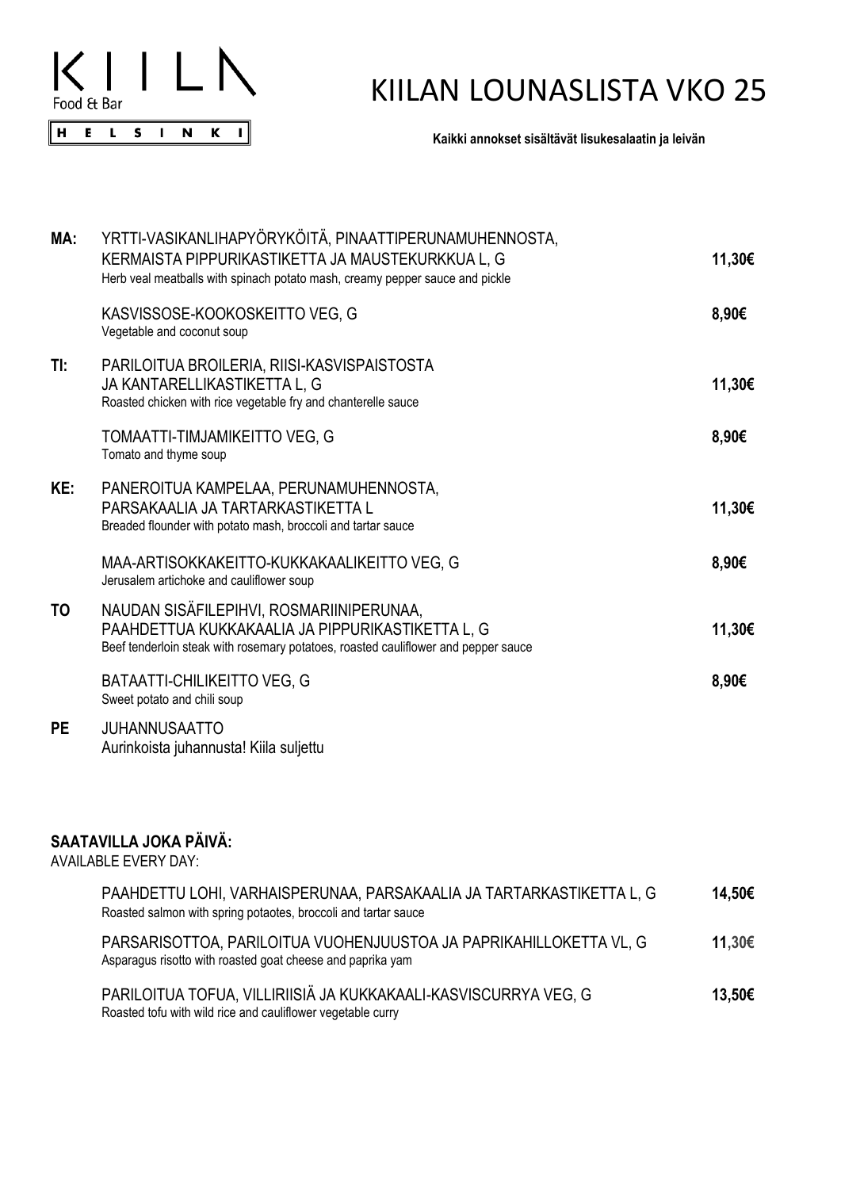KIILA Food & Bar

HELSINKI

# KIILAN LOUNASLISTA VKO 25

**Kaikki annokset sisältävät lisukesalaatin ja leivän**

| | | |
|---|---|---|
| **MA:** | YRTTI-VASIKANLIHAPYÖRYKÖITÄ, PINAATTIPERUNAMUHENNOSTA, KERMAISTA PIPPURIKASTIKETTA JA MAUSTEKURKKUA L, G<br>Herb veal meatballs with spinach potato mash, creamy pepper sauce and pickle | **11,30€** |
| | KASVISSOSE-KOOKOSKEITTO VEG, G<br>Vegetable and coconut soup | **8,90€** |
| **TI:** | PARILOITUA BROILERIA, RIISI-KASVISPAISTOSTA JA KANTARELLIKASTIKETTA L, G<br>Roasted chicken with rice vegetable fry and chanterelle sauce | **11,30€** |
| | TOMAATTI-TIMJAMIKEITTO VEG, G<br>Tomato and thyme soup | **8,90€** |
| **KE:** | PANEROITUA KAMPELAA, PERUNAMUHENNOSTA, PARSAKAALIA JA TARTARKASTIKETTA L<br>Breaded flounder with potato mash, broccoli and tartar sauce | **11,30€** |
| | MAA-ARTISOKKAKEITTO-KUKKAKAALIKEITTO VEG, G<br>Jerusalem artichoke and cauliflower soup | **8,90€** |
| **TO** | NAUDAN SISÄFILEPIHVI, ROSMARIINIPERUNAA, PAAHDETTUA KUKKAKAALIA JA PIPPURIKASTIKETTA L, G<br>Beef tenderloin steak with rosemary potatoes, roasted cauliflower and pepper sauce | **11,30€** |
| | BATAATTI-CHILIKEITTO VEG, G<br>Sweet potato and chili soup | **8,90€** |
| **PE** | JUHANNUSAATTO<br>Aurinkoista juhannusta! Kiila suljettu | |

**SAATAVILLA JOKA PÄIVÄ:**

AVAILABLE EVERY DAY:

| | |
|---|---|
| PAAHDETTU LOHI, VARHAISPERUNAA, PARSAKAALIA JA TARTARKASTIKETTA L, G<br>Roasted salmon with spring potaotes, broccoli and tartar sauce | **14,50€** |
| PARSARISOTTOA, PARILOITUA VUOHENJUUSTOA JA PAPRIKAHILLOKETTA VL, G<br>Asparagus risotto with roasted goat cheese and paprika yam | **11,30€** |
| PARILOITUA TOFUA, VILLIRIISIÄ JA KUKKAKAALI-KASVISCURRYA VEG, G<br>Roasted tofu with wild rice and cauliflower vegetable curry | **13,50€** |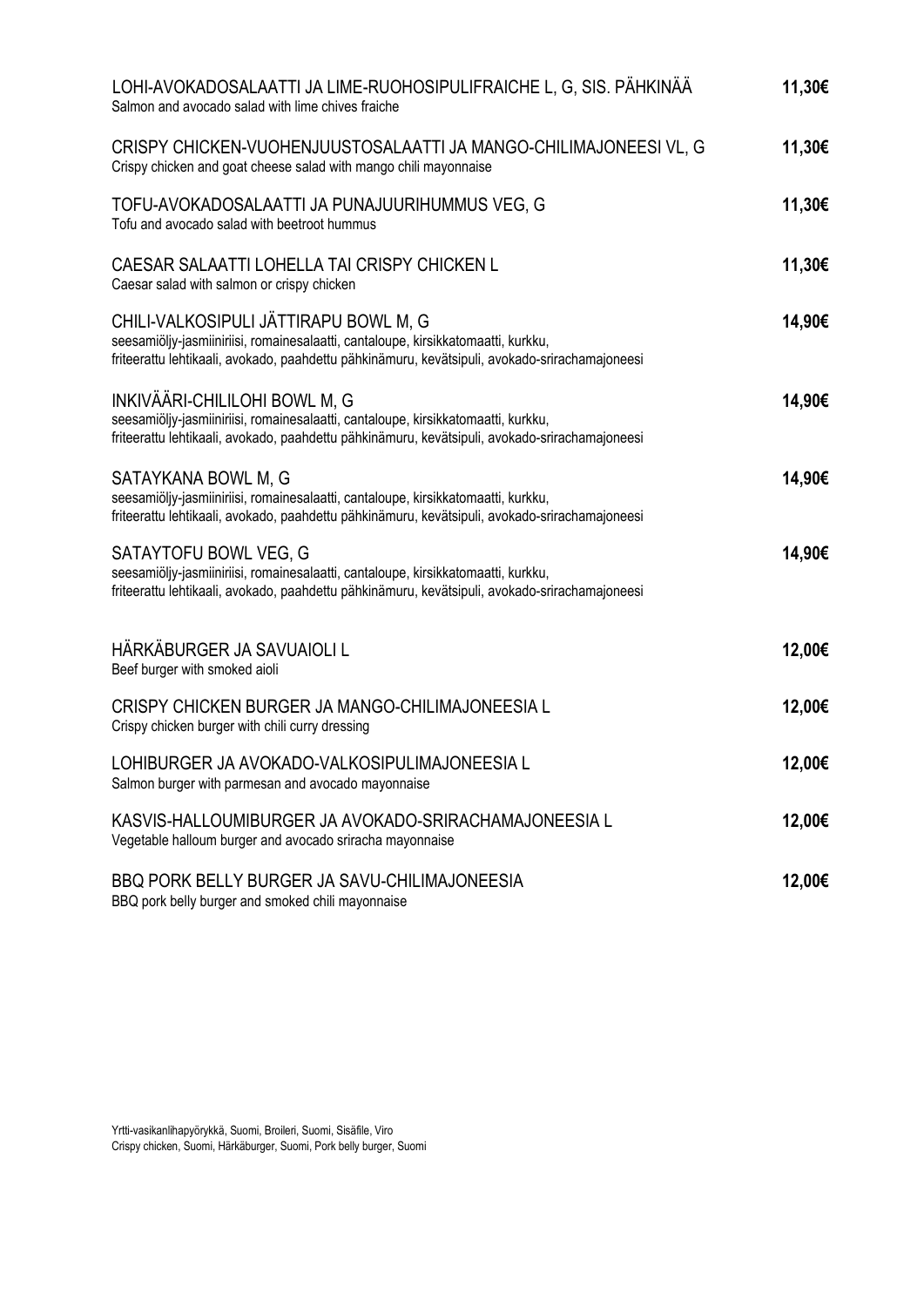**LOHI-AVOKADOSALAATTI JA LIME-RUOHOSIPULIFRAICHE L, G, SIS. PÄHKINÄÄ** — **11,30€**
Salmon and avocado salad with lime chives fraiche

**CRISPY CHICKEN-VUOHENJUUSTOSALAATTI JA MANGO-CHILIMAJONEESI VL, G** — **11,30€**
Crispy chicken and goat cheese salad with mango chili mayonnaise

**TOFU-AVOKADOSALAATTI JA PUNAJUURIHUMMUS VEG, G** — **11,30€**
Tofu and avocado salad with beetroot hummus

**CAESAR SALAATTI LOHELLA TAI CRISPY CHICKEN L** — **11,30€**
Caesar salad with salmon or crispy chicken

**CHILI-VALKOSIPULI JÄTTIRAPU BOWL M, G** — **14,90€**
seesamiöljy-jasmiiniriisi, romainesalaatti, cantaloupe, kirsikkatomaatti, kurkku, friteerattu lehtikaali, avokado, paahdettu pähkinämuru, kevätsipuli, avokado-srirachamajoneesi

**INKIVÄÄRI-CHILILOHI BOWL M, G** — **14,90€**
seesamiöljy-jasmiiniriisi, romainesalaatti, cantaloupe, kirsikkatomaatti, kurkku, friteerattu lehtikaali, avokado, paahdettu pähkinämuru, kevätsipuli, avokado-srirachamajoneesi

**SATAYKANA BOWL M, G** — **14,90€**
seesamiöljy-jasmiiniriisi, romainesalaatti, cantaloupe, kirsikkatomaatti, kurkku, friteerattu lehtikaali, avokado, paahdettu pähkinämuru, kevätsipuli, avokado-srirachamajoneesi

**SATAYTOFU BOWL VEG, G** — **14,90€**
seesamiöljy-jasmiiniriisi, romainesalaatti, cantaloupe, kirsikkatomaatti, kurkku, friteerattu lehtikaali, avokado, paahdettu pähkinämuru, kevätsipuli, avokado-srirachamajoneesi

**HÄRKÄBURGER JA SAVUAIOLI L** — **12,00€**
Beef burger with smoked aioli

**CRISPY CHICKEN BURGER JA MANGO-CHILIMAJONEESIA L** — **12,00€**
Crispy chicken burger with chili curry dressing

**LOHIBURGER JA AVOKADO-VALKOSIPULIMAJONEESIA L** — **12,00€**
Salmon burger with parmesan and avocado mayonnaise

**KASVIS-HALLOUMIBURGER JA AVOKADO-SRIRACHAMAJONEESIA L** — **12,00€**
Vegetable halloum burger and avocado sriracha mayonnaise

**BBQ PORK BELLY BURGER JA SAVU-CHILIMAJONEESIA** — **12,00€**
BBQ pork belly burger and smoked chili mayonnaise

Yrtti-vasikanlihapyörykkä, Suomi, Broileri, Suomi, Sisäfile, Viro
Crispy chicken, Suomi, Härkäburger, Suomi, Pork belly burger, Suomi